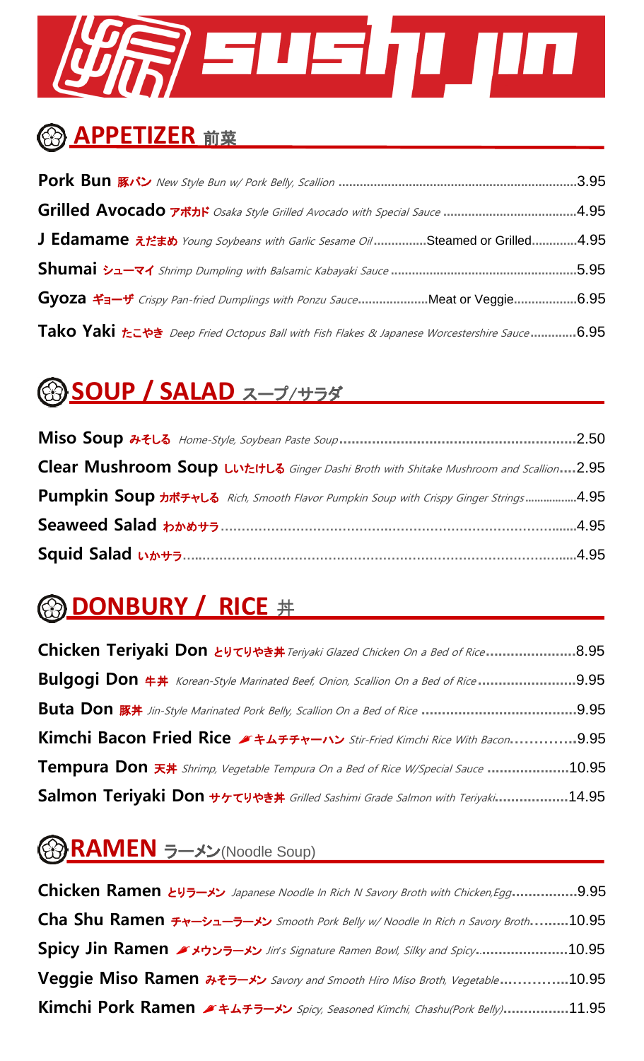# Sushi Jin

## APPETIZER 前菜

**Pork Bun** 豚パン *New Style Bun w/ Pork Belly, Scallion* .......... 3.95

**Grilled Avocado** アボカド *Osaka Style Grilled Avocado with Special Sauce* .......... 4.95

**J Edamame** えだまめ *Young Soybeans with Garlic Sesame Oil* .......... Steamed or Grilled .......... 4.95

**Shumai** シューマイ *Shrimp Dumpling with Balsamic Kabayaki Sauce* .......... 5.95

**Gyoza** ギョーザ *Crispy Pan-fried Dumplings with Ponzu Sauce* .......... Meat or Veggie .......... 6.95

**Tako Yaki** たこやき *Deep Fried Octopus Ball with Fish Flakes & Japanese Worcestershire Sauce* .......... 6.95

## SOUP / SALAD スープ/サラダ

**Miso Soup** みそしる *Home-Style, Soybean Paste Soup* .......... 2.50

**Clear Mushroom Soup** しいたけしる *Ginger Dashi Broth with Shitake Mushroom and Scallion* .......... 2.95

**Pumpkin Soup** カボチャしる *Rich, Smooth Flavor Pumpkin Soup with Crispy Ginger Strings* .......... 4.95

**Seaweed Salad** わかめサラ .......... 4.95

**Squid Salad** いかサラ .......... 4.95

## DONBURY / RICE 丼

**Chicken Teriyaki Don** とりてりやき丼 *Teriyaki Glazed Chicken On a Bed of Rice* .......... 8.95

**Bulgogi Don** 牛丼 *Korean-Style Marinated Beef, Onion, Scallion On a Bed of Rice* .......... 9.95

**Buta Don** 豚丼 *Jin-Style Marinated Pork Belly, Scallion On a Bed of Rice* .......... 9.95

**Kimchi Bacon Fried Rice** 🌶 キムチチャーハン *Stir-Fried Kimchi Rice With Bacon* .......... 9.95

**Tempura Don** 天丼 *Shrimp, Vegetable Tempura On a Bed of Rice W/Special Sauce* .......... 10.95

**Salmon Teriyaki Don** サケてりやき丼 *Grilled Sashimi Grade Salmon with Teriyaki* .......... 14.95

## RAMEN ラーメン(Noodle Soup)

**Chicken Ramen** とりラーメン *Japanese Noodle In Rich N Savory Broth with Chicken,Egg* .......... 9.95

**Cha Shu Ramen** チャーシューラーメン *Smooth Pork Belly w/ Noodle In Rich n Savory Broth* .......... 10.95

**Spicy Jin Ramen** 🌶 メウンラーメン *Jin's Signature Ramen Bowl, Silky and Spicy* .......... 10.95

**Veggie Miso Ramen** みそラーメン *Savory and Smooth Hiro Miso Broth, Vegetable* .......... 10.95

**Kimchi Pork Ramen** 🌶 キムチラーメン *Spicy, Seasoned Kimchi, Chashu(Pork Belly)* .......... 11.95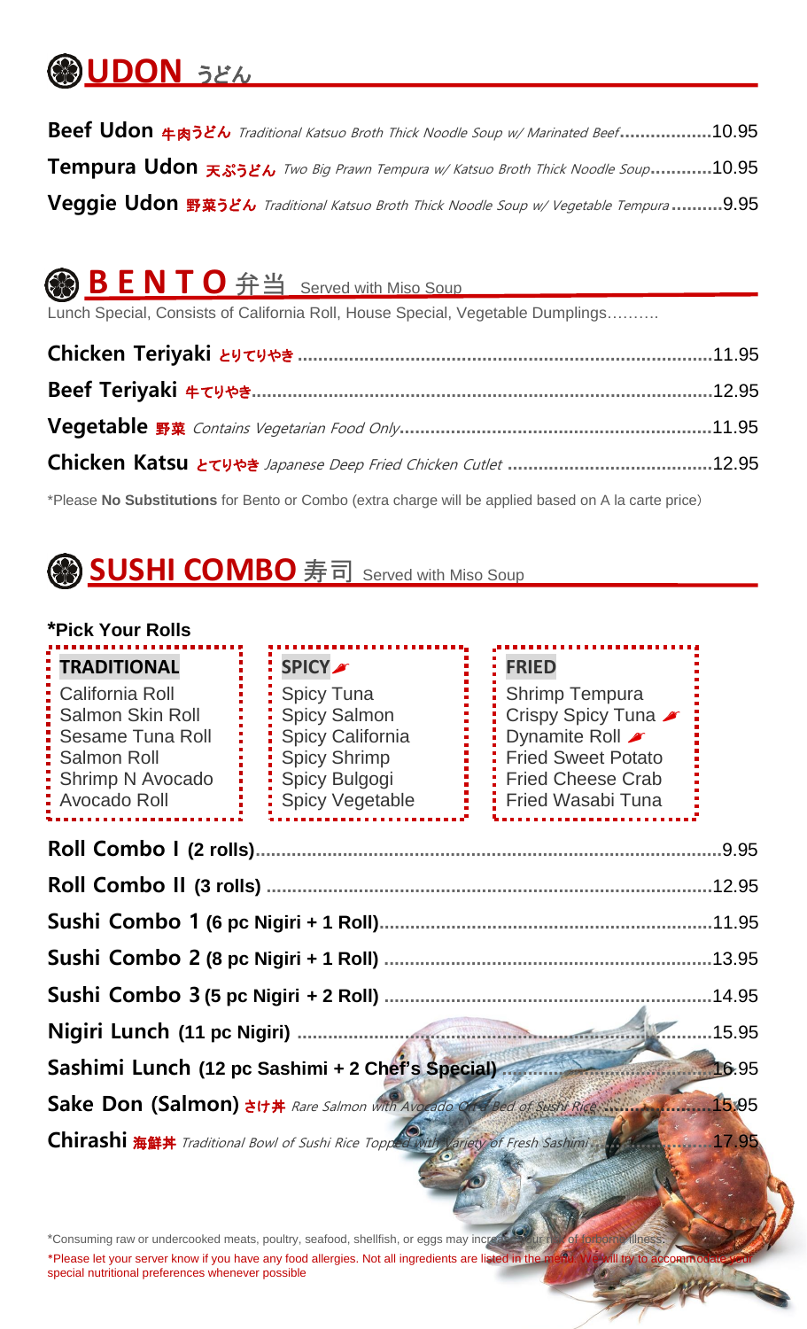# UDON うどん

**Beef Udon** 牛肉うどん *Traditional Katsuo Broth Thick Noodle Soup w/ Marinated Beef*..................10.95

**Tempura Udon** 天ぷうどん *Two Big Prawn Tempura w/ Katsuo Broth Thick Noodle Soup*............10.95

**Veggie Udon** 野菜うどん *Traditional Katsuo Broth Thick Noodle Soup w/ Vegetable Tempura*..........9.95

# BENTO 弁当 Served with Miso Soup

Lunch Special, Consists of California Roll, House Special, Vegetable Dumplings……….

**Chicken Teriyaki** とりてりやき..................................................................................11.95

**Beef Teriyaki** 牛てりやき..........................................................................................12.95

**Vegetable** 野菜 *Contains Vegetarian Food Only*.............................................................11.95

**Chicken Katsu** とてりやき *Japanese Deep Fried Chicken Cutlet* ........................................12.95

*Please **No Substitutions** for Bento or Combo (extra charge will be applied based on A la carte price)

# SUSHI COMBO 寿司 Served with Miso Soup

**\*Pick Your Rolls**

| TRADITIONAL | SPICY | FRIED |
|---|---|---|
| California Roll | Spicy Tuna | Shrimp Tempura |
| Salmon Skin Roll | Spicy Salmon | Crispy Spicy Tuna |
| Sesame Tuna Roll | Spicy California | Dynamite Roll |
| Salmon Roll | Spicy Shrimp | Fried Sweet Potato |
| Shrimp N Avocado | Spicy Bulgogi | Fried Cheese Crab |
| Avocado Roll | Spicy Vegetable | Fried Wasabi Tuna |

**Roll Combo I (2 rolls)**.......................................................................................9.95

**Roll Combo II (3 rolls)** ......................................................................................12.95

**Sushi Combo 1 (6 pc Nigiri + 1 Roll)**................................................................11.95

**Sushi Combo 2 (8 pc Nigiri + 1 Roll)** ................................................................13.95

**Sushi Combo 3 (5 pc Nigiri + 2 Roll)** ................................................................14.95

**Nigiri Lunch (11 pc Nigiri)** .................................................................................15.95

**Sashimi Lunch (12 pc Sashimi + 2 Chef's Special)** ............................................16.95

**Sake Don (Salmon)** さけ丼 *Rare Salmon with Avocado On a Bed of Sushi Rice* ..................15.95

**Chirashi** 海鮮丼 *Traditional Bowl of Sushi Rice Topped with Variety of Fresh Sashimi* ..........17.95

*Consuming raw or undercooked meats, poultry, seafood, shellfish, or eggs may increase your risk of foodborne illness.

*Please let your server know if you have any food allergies. Not all ingredients are listed in the menu. We will try to accommodate your special nutritional preferences whenever possible